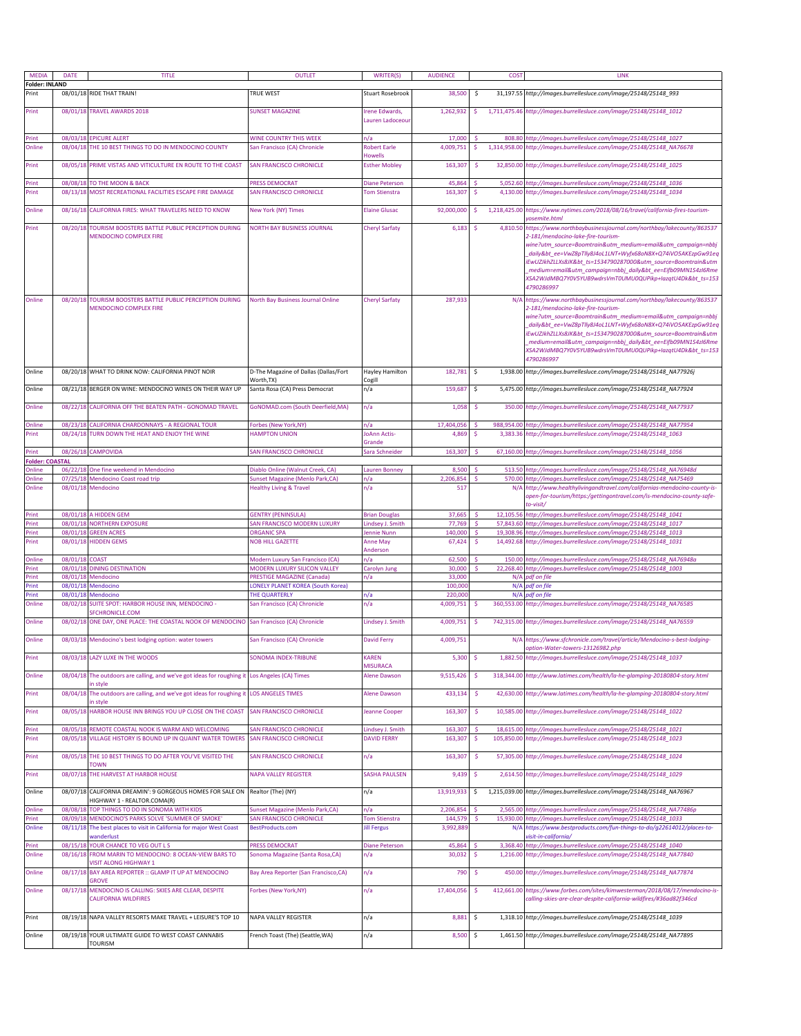| MEDIA | DATE | TITLE | OUTLET | WRITER(S) | AUDIENCE | COST | LINK |
|---|---|---|---|---|---|---|---|
| **Folder: INLAND** | | | | | | | |
| Print | 08/01/18 | RIDE THAT TRAIN! | TRUE WEST | Stuart Rosebrook | 38,500 | $ 31,197.55 | http://images.burrellesluce.com/image/25148/25148_993 |
| Print | 08/01/18 | TRAVEL AWARDS 2018 | SUNSET MAGAZINE | Irene Edwards, Lauren Ladoceour | 1,262,932 | $ 1,711,475.46 | http://images.burrellesluce.com/image/25148/25148_1012 |
| Print | 08/03/18 | EPICURE ALERT | WINE COUNTRY THIS WEEK | n/a | 17,000 | $ 808.80 | http://images.burrellesluce.com/image/25148/25148_1027 |
| Online | 08/04/18 | THE 10 BEST THINGS TO DO IN MENDOCINO COUNTY | San Francisco (CA) Chronicle | Robert Earle Howells | 4,009,751 | $ 1,314,958.00 | http://images.burrellesluce.com/image/25148/25148_NA76678 |
| Print | 08/05/18 | PRIME VISTAS AND VITICULTURE EN ROUTE TO THE COAST | SAN FRANCISCO CHRONICLE | Esther Mobley | 163,307 | $ 32,850.00 | http://images.burrellesluce.com/image/25148/25148_1025 |
| Print | 08/08/18 | TO THE MOON & BACK | PRESS DEMOCRAT | Diane Peterson | 45,864 | $ 5,052.60 | http://images.burrellesluce.com/image/25148/25148_1036 |
| Print | 08/13/18 | MOST RECREATIONAL FACILITIES ESCAPE FIRE DAMAGE | SAN FRANCISCO CHRONICLE | Tom Stienstra | 163,307 | $ 4,130.00 | http://images.burrellesluce.com/image/25148/25148_1034 |
| Online | 08/16/18 | CALIFORNIA FIRES: WHAT TRAVELERS NEED TO KNOW | New York (NY) Times | Elaine Glusac | 92,000,000 | $ 1,218,425.00 | https://www.nytimes.com/2018/08/16/travel/california-fires-tourism-yosemite.html |
| Print | 08/20/18 | TOURISM BOOSTERS BATTLE PUBLIC PERCEPTION DURING MENDOCINO COMPLEX FIRE | NORTH BAY BUSINESS JOURNAL | Cheryl Sarfaty | 6,183 | $ 4,810.50 | https://www.northbaybusinessjournal.com/northbay/lakecounty/8635372-181/mendocino-lake-fire-tourism-wine?utm_source=Boomtrain&utm_medium=email&utm_campaign=nbbj_daily&bt_ee=VwZ8pTlly8J4oL1LNT+Wyfx68oN8X+Q74iVO5AKEzpGw91eqIEwUZlkhZLLXs8JK&bt_ts=1534790287000&utm_source=Boomtrain&utm_medium=email&utm_campaign=nbbj_daily&bt_ee=Eifb09MN1S4zl6RmeXSA2WJdMBQ7Y0V5YUB9wdrsVmT0UMU0QUPikp+lazqtU4Dk&bt_ts=1534790286997 |
| Online | 08/20/18 | TOURISM BOOSTERS BATTLE PUBLIC PERCEPTION DURING MENDOCINO COMPLEX FIRE | North Bay Business Journal Online | Cheryl Sarfaty | 287,933 | N/A | https://www.northbaybusinessjournal.com/northbay/lakecounty/8635372-181/mendocino-lake-fire-tourism-wine?utm_source=Boomtrain&utm_medium=email&utm_campaign=nbbj_daily&bt_ee=VwZ8pTlly8J4oL1LNT+Wyfx68oN8X+Q74iVO5AKEzpGw91eqIEwUZlkhZLLXs8JK&bt_ts=1534790287000&utm_source=Boomtrain&utm_medium=email&utm_campaign=nbbj_daily&bt_ee=Eifb09MN1S4zl6RmeXSA2WJdMBQ7Y0V5YUB9wdrsVmT0UMU0QUPikp+lazqtU4Dk&bt_ts=1534790286997 |
| Online | 08/20/18 | WHAT TO DRINK NOW: CALIFORNIA PINOT NOIR | D-The Magazine of Dallas (Dallas/Fort Worth,TX) | Hayley Hamilton Cogill | 182,781 | $ 1,938.00 | http://images.burrellesluce.com/image/25148/25148_NA77926j |
| Online | 08/21/18 | BERGER ON WINE: MENDOCINO WINES ON THEIR WAY UP | Santa Rosa (CA) Press Democrat | n/a | 159,687 | $ 5,475.00 | http://images.burrellesluce.com/image/25148/25148_NA77924 |
| Online | 08/22/18 | CALIFORNIA OFF THE BEATEN PATH - GONOMAD TRAVEL | GoNOMAD.com (South Deerfield,MA) | n/a | 1,058 | $ 350.00 | http://images.burrellesluce.com/image/25148/25148_NA77937 |
| Online | 08/23/18 | CALIFORNIA CHARDONNAYS - A REGIONAL TOUR | Forbes (New York,NY) | n/a | 17,404,056 | $ 988,954.00 | http://images.burrellesluce.com/image/25148/25148_NA77954 |
| Print | 08/24/18 | TURN DOWN THE HEAT AND ENJOY THE WINE | HAMPTON UNION | JoAnn Actis-Grande | 4,869 | $ 3,383.36 | http://images.burrellesluce.com/image/25148/25148_1063 |
| Print | 08/26/18 | CAMPOVIDA | SAN FRANCISCO CHRONICLE | Sara Schneider | 163,307 | $ 67,160.00 | http://images.burrellesluce.com/image/25148/25148_1056 |
| **Folder: COASTAL** | | | | | | | |
| Online | 06/22/18 | One fine weekend in Mendocino | Diablo Online (Walnut Creek, CA) | Lauren Bonney | 8,500 | $ 513.50 | http://images.burrellesluce.com/image/25148/25148_NA76948d |
| Online | 07/25/18 | Mendocino Coast road trip | Sunset Magazine (Menlo Park,CA) | n/a | 2,206,854 | $ 570.00 | http://images.burrellesluce.com/image/25148/25148_NA75469 |
| Online | 08/01/18 | Mendocino | Healthy Living & Travel | n/a | 517 | N/A | http://www.healthylivingandtravel.com/californias-mendocino-county-is-open-for-tourism/https://gettingontravel.com/is-mendocino-county-safe-to-visit/ |
| Print | 08/01/18 | A HIDDEN GEM | GENTRY (PENINSULA) | Brian Douglas | 37,665 | $ 12,105.56 | http://images.burrellesluce.com/image/25148/25148_1041 |
| Print | 08/01/18 | NORTHERN EXPOSURE | SAN FRANCISCO MODERN LUXURY | Lindsey J. Smith | 77,769 | $ 57,843.60 | http://images.burrellesluce.com/image/25148/25148_1017 |
| Print | 08/01/18 | GREEN ACRES | ORGANIC SPA | Jennie Nunn | 140,000 | $ 19,308.96 | http://images.burrellesluce.com/image/25148/25148_1013 |
| Print | 08/01/18 | HIDDEN GEMS | NOB HILL GAZETTE | Anne May Anderson | 67,424 | $ 14,492.68 | http://images.burrellesluce.com/image/25148/25148_1031 |
| Online | 08/01/18 | COAST | Modern Luxury San Francisco (CA) | n/a | 62,500 | $ 150.00 | http://images.burrellesluce.com/image/25148/25148_NA76948a |
| Print | 08/01/18 | DINING DESTINATION | MODERN LUXURY SILICON VALLEY | Carolyn Jung | 30,000 | $ 22,268.40 | http://images.burrellesluce.com/image/25148/25148_1003 |
| Print | 08/01/18 | Mendocino | PRESTIGE MAGAZINE (Canada) | n/a | 33,000 | N/A | pdf on file |
| Print | 08/01/18 | Mendocino | LONELY PLANET KOREA (South Korea) | | 100,000 | N/A | pdf on file |
| Print | 08/01/18 | Mendocino | THE QUARTERLY | n/a | 220,000 | N/A | pdf on file |
| Online | 08/02/18 | SUITE SPOT: HARBOR HOUSE INN, MENDOCINO - SFCHRONICLE.COM | San Francisco (CA) Chronicle | n/a | 4,009,751 | $ 360,553.00 | http://images.burrellesluce.com/image/25148/25148_NA76585 |
| Online | 08/02/18 | ONE DAY, ONE PLACE: THE COASTAL NOOK OF MENDOCINO | San Francisco (CA) Chronicle | Lindsey J. Smith | 4,009,751 | $ 742,315.00 | http://images.burrellesluce.com/image/25148/25148_NA76559 |
| Online | 08/03/18 | Mendocino's best lodging option: water towers | San Francisco (CA) Chronicle | David Ferry | 4,009,751 | N/A | https://www.sfchronicle.com/travel/article/Mendocino-s-best-lodging-option-Water-towers-13126982.php |
| Print | 08/03/18 | LAZY LUXE IN THE WOODS | SONOMA INDEX-TRIBUNE | KAREN MISURACA | 5,300 | $ 1,882.50 | http://images.burrellesluce.com/image/25148/25148_1037 |
| Online | 08/04/18 | The outdoors are calling, and we've got ideas for roughing it in style | Los Angeles (CA) Times | Alene Dawson | 9,515,426 | $ 318,344.00 | http://www.latimes.com/health/la-he-glamping-20180804-story.html |
| Print | 08/04/18 | The outdoors are calling, and we've got ideas for roughing it in style | LOS ANGELES TIMES | Alene Dawson | 433,134 | $ 42,630.00 | http://www.latimes.com/health/la-he-glamping-20180804-story.html |
| Print | 08/05/18 | HARBOR HOUSE INN BRINGS YOU UP CLOSE ON THE COAST | SAN FRANCISCO CHRONICLE | Jeanne Cooper | 163,307 | $ 10,585.00 | http://images.burrellesluce.com/image/25148/25148_1022 |
| Print | 08/05/18 | REMOTE COASTAL NOOK IS WARM AND WELCOMING | SAN FRANCISCO CHRONICLE | Lindsey J. Smith | 163,307 | $ 18,615.00 | http://images.burrellesluce.com/image/25148/25148_1021 |
| Print | 08/05/18 | VILLAGE HISTORY IS BOUND UP IN QUAINT WATER TOWERS | SAN FRANCISCO CHRONICLE | DAVID FERRY | 163,307 | $ 105,850.00 | http://images.burrellesluce.com/image/25148/25148_1023 |
| Print | 08/05/18 | THE 10 BEST THINGS TO DO AFTER YOU'VE VISITED THE TOWN | SAN FRANCISCO CHRONICLE | n/a | 163,307 | $ 57,305.00 | http://images.burrellesluce.com/image/25148/25148_1024 |
| Print | 08/07/18 | THE HARVEST AT HARBOR HOUSE | NAPA VALLEY REGISTER | SASHA PAULSEN | 9,439 | $ 2,614.50 | http://images.burrellesluce.com/image/25148/25148_1029 |
| Online | 08/07/18 | CALIFORNIA DREAMIN': 9 GORGEOUS HOMES FOR SALE ON HIGHWAY 1 - REALTOR.COMA(R) | Realtor (The) (NY) | n/a | 13,919,933 | $ 1,215,039.00 | http://images.burrellesluce.com/image/25148/25148_NA76967 |
| Online | 08/08/18 | TOP THINGS TO DO IN SONOMA WITH KIDS | Sunset Magazine (Menlo Park,CA) | n/a | 2,206,854 | $ 2,565.00 | http://images.burrellesluce.com/image/25148/25148_NA77486p |
| Print | 08/09/18 | MENDOCINO'S PARKS SOLVE 'SUMMER OF SMOKE' | SAN FRANCISCO CHRONICLE | Tom Stienstra | 144,579 | $ 15,930.00 | http://images.burrellesluce.com/image/25148/25148_1033 |
| Online | 08/11/18 | The best places to visit in California for major West Coast wanderlust | BestProducts.com | Jill Fergus | 3,992,889 | N/A | https://www.bestproducts.com/fun-things-to-do/g22614012/places-to-visit-in-california/ |
| Print | 08/15/18 | YOUR CHANCE TO VEG OUT L S | PRESS DEMOCRAT | Diane Peterson | 45,864 | $ 3,368.40 | http://images.burrellesluce.com/image/25148/25148_1040 |
| Online | 08/16/18 | FROM MARIN TO MENDOCINO: 8 OCEAN-VIEW BARS TO VISIT ALONG HIGHWAY 1 | Sonoma Magazine (Santa Rosa,CA) | n/a | 30,032 | $ 1,216.00 | http://images.burrellesluce.com/image/25148/25148_NA77840 |
| Online | 08/17/18 | BAY AREA REPORTER :: GLAMP IT UP AT MENDOCINO GROVE | Bay Area Reporter (San Francisco,CA) | n/a | 790 | $ 450.00 | http://images.burrellesluce.com/image/25148/25148_NA77874 |
| Online | 08/17/18 | MENDOCINO IS CALLING: SKIES ARE CLEAR, DESPITE CALIFORNIA WILDFIRES | Forbes (New York,NY) | n/a | 17,404,056 | $ 412,661.00 | https://www.forbes.com/sites/kimwesterman/2018/08/17/mendocino-is-calling-skies-are-clear-despite-california-wildfires/#36ad82f346cd |
| Print | 08/19/18 | NAPA VALLEY RESORTS MAKE TRAVEL + LEISURE'S TOP 10 | NAPA VALLEY REGISTER | n/a | 8,881 | $ 1,318.10 | http://images.burrellesluce.com/image/25148/25148_1039 |
| Online | 08/19/18 | YOUR ULTIMATE GUIDE TO WEST COAST CANNABIS TOURISM | French Toast (The) (Seattle,WA) | n/a | 8,500 | $ 1,461.50 | http://images.burrellesluce.com/image/25148/25148_NA77895 |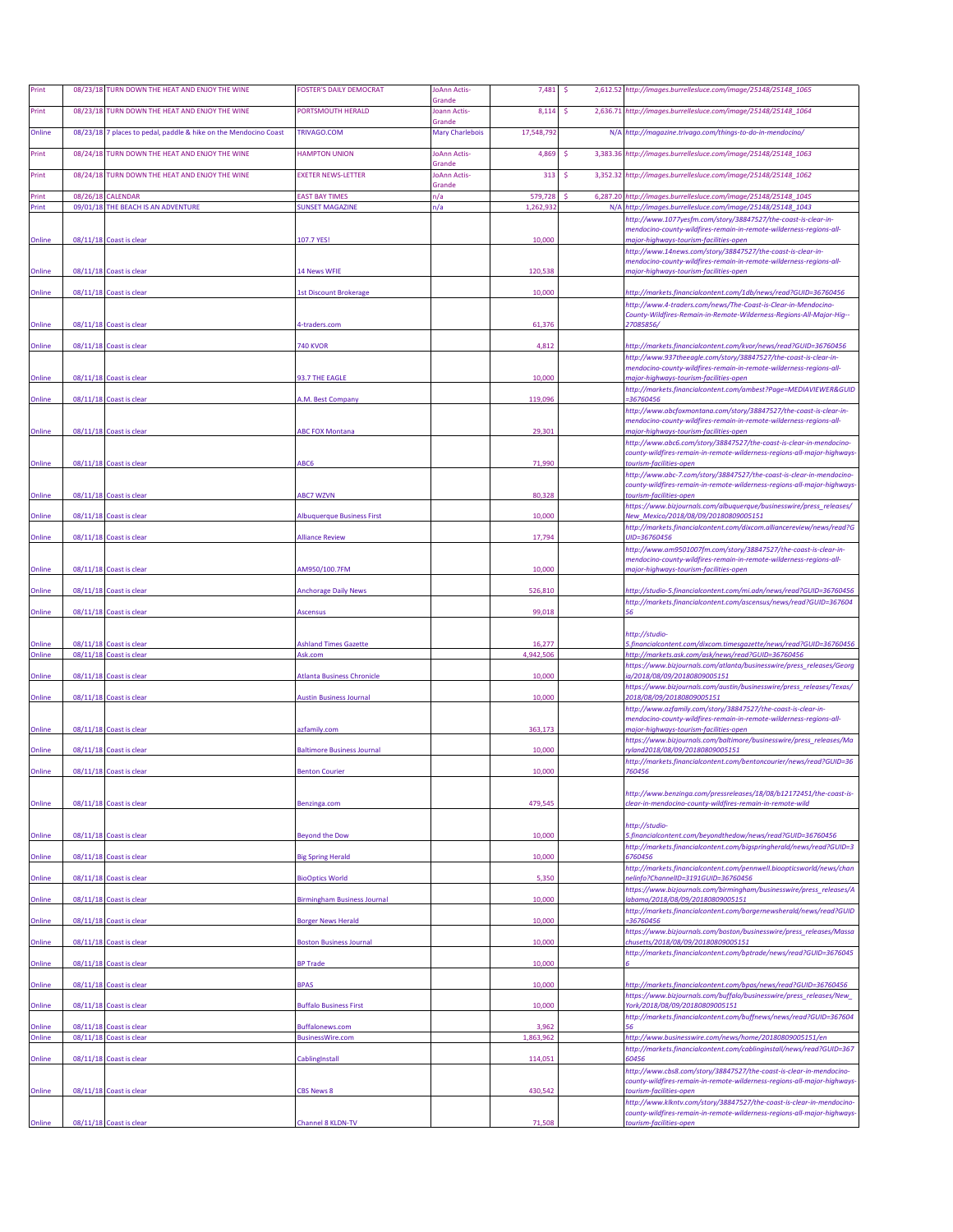| | | | | | | | |
|---|---|---|---|---|---|---|---|
| Print | 08/23/18 | TURN DOWN THE HEAT AND ENJOY THE WINE | FOSTER'S DAILY DEMOCRAT | JoAnn Actis-Grande | 7,481 | $ 2,612.52 | http://images.burrellesluce.com/image/25148/25148_1065 |
| Print | 08/23/18 | TURN DOWN THE HEAT AND ENJOY THE WINE | PORTSMOUTH HERALD | Joann Actis-Grande | 8,114 | $ 2,636.71 | http://images.burrellesluce.com/image/25148/25148_1064 |
| Online | 08/23/18 | 7 places to pedal, paddle & hike on the Mendocino Coast | TRIVAGO.COM | Mary Charlebois | 17,548,792 | N/A | http://magazine.trivago.com/things-to-do-in-mendocino/ |
| Print | 08/24/18 | TURN DOWN THE HEAT AND ENJOY THE WINE | HAMPTON UNION | JoAnn Actis-Grande | 4,869 | $ 3,383.36 | http://images.burrellesluce.com/image/25148/25148_1063 |
| Print | 08/24/18 | TURN DOWN THE HEAT AND ENJOY THE WINE | EXETER NEWS-LETTER | JoAnn Actis-Grande | 313 | $ 3,352.32 | http://images.burrellesluce.com/image/25148/25148_1062 |
| Print | 08/26/18 | CALENDAR | EAST BAY TIMES | n/a | 579,728 | $ 6,287.20 | http://images.burrellesluce.com/image/25148/25148_1045 |
| Print | 09/01/18 | THE BEACH IS AN ADVENTURE | SUNSET MAGAZINE | n/a | 1,262,932 | N/A | http://images.burrellesluce.com/image/25148/25148_1043 |
| Online | 08/11/18 | Coast is clear | 107.7 YES! | | 10,000 | | http://www.1077yesfm.com/story/38847527/the-coast-is-clear-in-mendocino-county-wildfires-remain-in-remote-wilderness-regions-all-major-highways-tourism-facilities-open |
| Online | 08/11/18 | Coast is clear | 14 News WFIE | | 120,538 | | http://www.14news.com/story/38847527/the-coast-is-clear-in-mendocino-county-wildfires-remain-in-remote-wilderness-regions-all-major-highways-tourism-facilities-open |
| Online | 08/11/18 | Coast is clear | 1st Discount Brokerage | | 10,000 | | http://markets.financialcontent.com/1db/news/read?GUID=36760456 |
| Online | 08/11/18 | Coast is clear | 4-traders.com | | 61,376 | | http://www.4-traders.com/news/The-Coast-is-Clear-in-Mendocino-County-Wildfires-Remain-in-Remote-Wilderness-Regions-All-Major-Hig--27085856/ |
| Online | 08/11/18 | Coast is clear | 740 KVOR | | 4,812 | | http://markets.financialcontent.com/kvor/news/read?GUID=36760456 |
| Online | 08/11/18 | Coast is clear | 93.7 THE EAGLE | | 10,000 | | http://www.937theeagle.com/story/38847527/the-coast-is-clear-in-mendocino-county-wildfires-remain-in-remote-wilderness-regions-all-major-highways-tourism-facilities-open |
| Online | 08/11/18 | Coast is clear | A.M. Best Company | | 119,096 | | http://markets.financialcontent.com/ambest?Page=MEDIAVIEWER&GUID=36760456 |
| Online | 08/11/18 | Coast is clear | ABC FOX Montana | | 29,301 | | http://www.abcfoxmontana.com/story/38847527/the-coast-is-clear-in-mendocino-county-wildfires-remain-in-remote-wilderness-regions-all-major-highways-tourism-facilities-open |
| Online | 08/11/18 | Coast is clear | ABC6 | | 71,990 | | http://www.abc6.com/story/38847527/the-coast-is-clear-in-mendocino-county-wildfires-remain-in-remote-wilderness-regions-all-major-highways-tourism-facilities-open |
| Online | 08/11/18 | Coast is clear | ABC7 WZVN | | 80,328 | | http://www.abc-7.com/story/38847527/the-coast-is-clear-in-mendocino-county-wildfires-remain-in-remote-wilderness-regions-all-major-highways-tourism-facilities-open |
| Online | 08/11/18 | Coast is clear | Albuquerque Business First | | 10,000 | | https://www.bizjournals.com/albuquerque/businesswire/press_releases/New_Mexico/2018/08/09/20180809005151 |
| Online | 08/11/18 | Coast is clear | Alliance Review | | 17,794 | | http://markets.financialcontent.com/dixcom.alliancereview/news/read?GUID=36760456 |
| Online | 08/11/18 | Coast is clear | AM950/100.7FM | | 10,000 | | http://www.am9501007fm.com/story/38847527/the-coast-is-clear-in-mendocino-county-wildfires-remain-in-remote-wilderness-regions-all-major-highways-tourism-facilities-open |
| Online | 08/11/18 | Coast is clear | Anchorage Daily News | | 526,810 | | http://studio-5.financialcontent.com/mi.adn/news/read?GUID=36760456 |
| Online | 08/11/18 | Coast is clear | Ascensus | | 99,018 | | http://markets.financialcontent.com/ascensus/news/read?GUID=36760456 |
| Online | 08/11/18 | Coast is clear | Ashland Times Gazette | | 16,277 | | http://studio-5.financialcontent.com/dixcom.timesgazette/news/read?GUID=36760456 |
| Online | 08/11/18 | Coast is clear | Ask.com | | 4,942,506 | | http://markets.ask.com/ask/news/read?GUID=36760456 |
| Online | 08/11/18 | Coast is clear | Atlanta Business Chronicle | | 10,000 | | https://www.bizjournals.com/atlanta/businesswire/press_releases/Georgia/2018/08/09/20180809005151 |
| Online | 08/11/18 | Coast is clear | Austin Business Journal | | 10,000 | | https://www.bizjournals.com/austin/businesswire/press_releases/Texas/2018/08/09/20180809005151 |
| Online | 08/11/18 | Coast is clear | azfamily.com | | 363,173 | | http://www.azfamily.com/story/38847527/the-coast-is-clear-in-mendocino-county-wildfires-remain-in-remote-wilderness-regions-all-major-highways-tourism-facilities-open |
| Online | 08/11/18 | Coast is clear | Baltimore Business Journal | | 10,000 | | https://www.bizjournals.com/baltimore/businesswire/press_releases/Maryland2018/08/09/20180809005151 |
| Online | 08/11/18 | Coast is clear | Benton Courier | | 10,000 | | http://markets.financialcontent.com/bentoncourier/news/read?GUID=36760456 |
| Online | 08/11/18 | Coast is clear | Benzinga.com | | 479,545 | | http://www.benzinga.com/pressreleases/18/08/b12172451/the-coast-is-clear-in-mendocino-county-wildfires-remain-in-remote-wild |
| Online | 08/11/18 | Coast is clear | Beyond the Dow | | 10,000 | | http://studio-5.financialcontent.com/beyondthedow/news/read?GUID=36760456 |
| Online | 08/11/18 | Coast is clear | Big Spring Herald | | 10,000 | | http://markets.financialcontent.com/bigspringherald/news/read?GUID=36760456 |
| Online | 08/11/18 | Coast is clear | BioOptics World | | 5,350 | | http://markets.financialcontent.com/pennwell.biopticsworld/news/channelinfo?ChannelID=3191GUID=36760456 |
| Online | 08/11/18 | Coast is clear | Birmingham Business Journal | | 10,000 | | https://www.bizjournals.com/birmingham/businesswire/press_releases/Alabama/2018/08/09/20180809005151 |
| Online | 08/11/18 | Coast is clear | Borger News Herald | | 10,000 | | http://markets.financialcontent.com/borgernewsherald/news/read?GUID=36760456 |
| Online | 08/11/18 | Coast is clear | Boston Business Journal | | 10,000 | | https://www.bizjournals.com/boston/businesswire/press_releases/Massachusetts/2018/08/09/20180809005151 |
| Online | 08/11/18 | Coast is clear | BP Trade | | 10,000 | | http://markets.financialcontent.com/bptrade/news/read?GUID=36760456 |
| Online | 08/11/18 | Coast is clear | BPAS | | 10,000 | | http://markets.financialcontent.com/bpas/news/read?GUID=36760456 |
| Online | 08/11/18 | Coast is clear | Buffalo Business First | | 10,000 | | https://www.bizjournals.com/buffalo/businesswire/press_releases/New_York/2018/08/09/20180809005151 |
| Online | 08/11/18 | Coast is clear | Buffalonews.com | | 3,962 | | http://markets.financialcontent.com/buffnews/news/read?GUID=36760456 |
| Online | 08/11/18 | Coast is clear | BusinessWire.com | | 1,863,962 | | http://www.businesswire.com/news/home/20180809005151/en |
| Online | 08/11/18 | Coast is clear | CablingInstall | | 114,051 | | http://markets.financialcontent.com/cablinginstall/news/read?GUID=36760456 |
| Online | 08/11/18 | Coast is clear | CBS News 8 | | 430,542 | | http://www.cbs8.com/story/38847527/the-coast-is-clear-in-mendocino-county-wildfires-remain-in-remote-wilderness-regions-all-major-highways-tourism-facilities-open |
| Online | 08/11/18 | Coast is clear | Channel 8 KLDN-TV | | 71,508 | | http://www.klkntv.com/story/38847527/the-coast-is-clear-in-mendocino-county-wildfires-remain-in-remote-wilderness-regions-all-major-highways-tourism-facilities-open |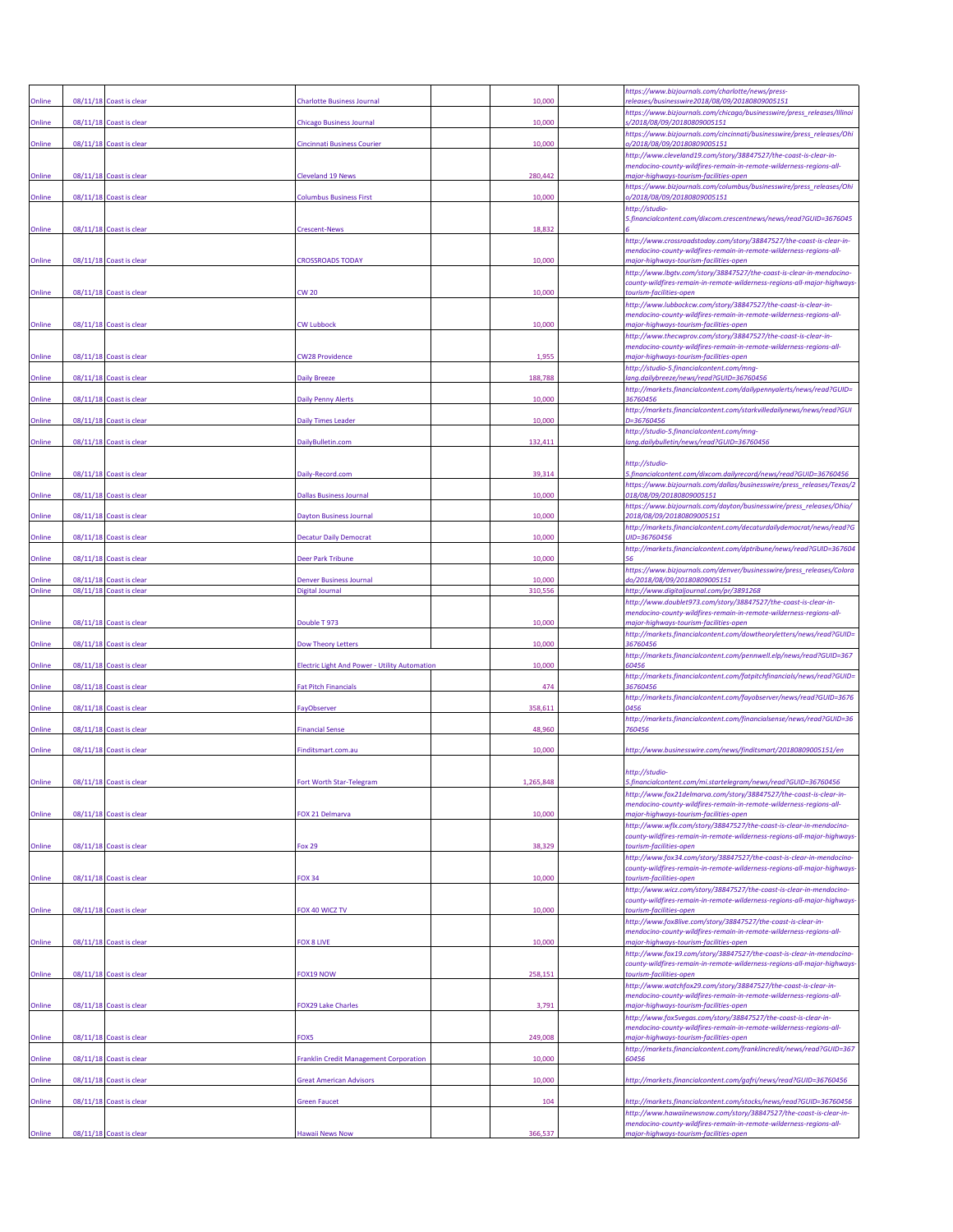| Online | 08/11/18 | Coast is clear | Charlotte Business Journal | | 10,000 | | https://www.bizjournals.com/charlotte/news/press-releases/businesswire2018/08/09/20180809005151 |
|---|---|---|---|---|---|---|---|
| Online | 08/11/18 | Coast is clear | Chicago Business Journal | | 10,000 | | https://www.bizjournals.com/chicago/businesswire/press_releases/Illinois/2018/08/09/20180809005151 |
| Online | 08/11/18 | Coast is clear | Cincinnati Business Courier | | 10,000 | | https://www.bizjournals.com/cincinnati/businesswire/press_releases/Ohio/2018/08/09/20180809005151 |
| Online | 08/11/18 | Coast is clear | Cleveland 19 News | | 280,442 | | http://www.cleveland19.com/story/38847527/the-coast-is-clear-in-mendocino-county-wildfires-remain-in-remote-wilderness-regions-all-major-highways-tourism-facilities-open |
| Online | 08/11/18 | Coast is clear | Columbus Business First | | 10,000 | | https://www.bizjournals.com/columbus/businesswire/press_releases/Ohio/2018/08/09/20180809005151 |
| Online | 08/11/18 | Coast is clear | Crescent-News | | 18,832 | | http://studio-5.financialcontent.com/dixcom.crescentnews/news/read?GUID=36760456 |
| Online | 08/11/18 | Coast is clear | CROSSROADS TODAY | | 10,000 | | http://www.crossroadstoday.com/story/38847527/the-coast-is-clear-in-mendocino-county-wildfires-remain-in-remote-wilderness-regions-all-major-highways-tourism-facilities-open |
| Online | 08/11/18 | Coast is clear | CW 20 | | 10,000 | | http://www.lbgtv.com/story/38847527/the-coast-is-clear-in-mendocino-county-wildfires-remain-in-remote-wilderness-regions-all-major-highways-tourism-facilities-open |
| Online | 08/11/18 | Coast is clear | CW Lubbock | | 10,000 | | http://www.lubbockcw.com/story/38847527/the-coast-is-clear-in-mendocino-county-wildfires-remain-in-remote-wilderness-regions-all-major-highways-tourism-facilities-open |
| Online | 08/11/18 | Coast is clear | CW28 Providence | | 1,955 | | http://www.thecwprov.com/story/38847527/the-coast-is-clear-in-mendocino-county-wildfires-remain-in-remote-wilderness-regions-all-major-highways-tourism-facilities-open |
| Online | 08/11/18 | Coast is clear | Daily Breeze | | 188,788 | | http://studio-5.financialcontent.com/mng-lang.dailybreeze/news/read?GUID=36760456 |
| Online | 08/11/18 | Coast is clear | Daily Penny Alerts | | 10,000 | | http://markets.financialcontent.com/dailypennyalerts/news/read?GUID=36760456 |
| Online | 08/11/18 | Coast is clear | Daily Times Leader | | 10,000 | | http://markets.financialcontent.com/starkvilledailynews/news/read?GUID=36760456 |
| Online | 08/11/18 | Coast is clear | DailyBulletin.com | | 132,411 | | http://studio-5.financialcontent.com/mng-lang.dailybulletin/news/read?GUID=36760456 |
| Online | 08/11/18 | Coast is clear | Daily-Record.com | | 39,314 | | http://studio-5.financialcontent.com/dixcom.dailyrecord/news/read?GUID=36760456 |
| Online | 08/11/18 | Coast is clear | Dallas Business Journal | | 10,000 | | https://www.bizjournals.com/dallas/businesswire/press_releases/Texas/2018/08/09/20180809005151 |
| Online | 08/11/18 | Coast is clear | Dayton Business Journal | | 10,000 | | https://www.bizjournals.com/dayton/businesswire/press_releases/Ohio/2018/08/09/20180809005151 |
| Online | 08/11/18 | Coast is clear | Decatur Daily Democrat | | 10,000 | | http://markets.financialcontent.com/decaturdailydemocrat/news/read?GUID=36760456 |
| Online | 08/11/18 | Coast is clear | Deer Park Tribune | | 10,000 | | http://markets.financialcontent.com/dptribune/news/read?GUID=36760456 |
| Online | 08/11/18 | Coast is clear | Denver Business Journal | | 10,000 | | https://www.bizjournals.com/denver/businesswire/press_releases/Colorado/2018/08/09/20180809005151 |
| Online | 08/11/18 | Coast is clear | Digital Journal | | 310,556 | | http://www.digitaljournal.com/pr/3891268 |
| Online | 08/11/18 | Coast is clear | Double T 973 | | 10,000 | | http://www.doublet973.com/story/38847527/the-coast-is-clear-in-mendocino-county-wildfires-remain-in-remote-wilderness-regions-all-major-highways-tourism-facilities-open |
| Online | 08/11/18 | Coast is clear | Dow Theory Letters | | 10,000 | | http://markets.financialcontent.com/dowtheoryletters/news/read?GUID=36760456 |
| Online | 08/11/18 | Coast is clear | Electric Light And Power - Utility Automation | | 10,000 | | http://markets.financialcontent.com/pennwell.elp/news/read?GUID=36760456 |
| Online | 08/11/18 | Coast is clear | Fat Pitch Financials | | 474 | | http://markets.financialcontent.com/fatpitchfinancials/news/read?GUID=36760456 |
| Online | 08/11/18 | Coast is clear | FayObserver | | 358,611 | | http://markets.financialcontent.com/fayobserver/news/read?GUID=36760456 |
| Online | 08/11/18 | Coast is clear | Financial Sense | | 48,960 | | http://markets.financialcontent.com/financialsense/news/read?GUID=36760456 |
| Online | 08/11/18 | Coast is clear | Finditsmart.com.au | | 10,000 | | http://www.businesswire.com/news/finditsmart/20180809005151/en |
| Online | 08/11/18 | Coast is clear | Fort Worth Star-Telegram | | 1,265,848 | | http://studio-5.financialcontent.com/mi.startelegram/news/read?GUID=36760456 |
| Online | 08/11/18 | Coast is clear | FOX 21 Delmarva | | 10,000 | | http://www.fox21delmarva.com/story/38847527/the-coast-is-clear-in-mendocino-county-wildfires-remain-in-remote-wilderness-regions-all-major-highways-tourism-facilities-open |
| Online | 08/11/18 | Coast is clear | Fox 29 | | 38,329 | | http://www.wflx.com/story/38847527/the-coast-is-clear-in-mendocino-county-wildfires-remain-in-remote-wilderness-regions-all-major-highways-tourism-facilities-open |
| Online | 08/11/18 | Coast is clear | FOX 34 | | 10,000 | | http://www.fox34.com/story/38847527/the-coast-is-clear-in-mendocino-county-wildfires-remain-in-remote-wilderness-regions-all-major-highways-tourism-facilities-open |
| Online | 08/11/18 | Coast is clear | FOX 40 WICZ TV | | 10,000 | | http://www.wicz.com/story/38847527/the-coast-is-clear-in-mendocino-county-wildfires-remain-in-remote-wilderness-regions-all-major-highways-tourism-facilities-open |
| Online | 08/11/18 | Coast is clear | FOX 8 LIVE | | 10,000 | | http://www.fox8live.com/story/38847527/the-coast-is-clear-in-mendocino-county-wildfires-remain-in-remote-wilderness-regions-all-major-highways-tourism-facilities-open |
| Online | 08/11/18 | Coast is clear | FOX19 NOW | | 258,151 | | http://www.fox19.com/story/38847527/the-coast-is-clear-in-mendocino-county-wildfires-remain-in-remote-wilderness-regions-all-major-highways-tourism-facilities-open |
| Online | 08/11/18 | Coast is clear | FOX29 Lake Charles | | 3,791 | | http://www.watchfox29.com/story/38847527/the-coast-is-clear-in-mendocino-county-wildfires-remain-in-remote-wilderness-regions-all-major-highways-tourism-facilities-open |
| Online | 08/11/18 | Coast is clear | FOX5 | | 249,008 | | http://www.fox5vegas.com/story/38847527/the-coast-is-clear-in-mendocino-county-wildfires-remain-in-remote-wilderness-regions-all-major-highways-tourism-facilities-open |
| Online | 08/11/18 | Coast is clear | Franklin Credit Management Corporation | | 10,000 | | http://markets.financialcontent.com/franklincredit/news/read?GUID=36760456 |
| Online | 08/11/18 | Coast is clear | Great American Advisors | | 10,000 | | http://markets.financialcontent.com/gafri/news/read?GUID=36760456 |
| Online | 08/11/18 | Coast is clear | Green Faucet | | 104 | | http://markets.financialcontent.com/stocks/news/read?GUID=36760456 |
| Online | 08/11/18 | Coast is clear | Hawaii News Now | | 366,537 | | http://www.hawaiinewsnow.com/story/38847527/the-coast-is-clear-in-mendocino-county-wildfires-remain-in-remote-wilderness-regions-all-major-highways-tourism-facilities-open |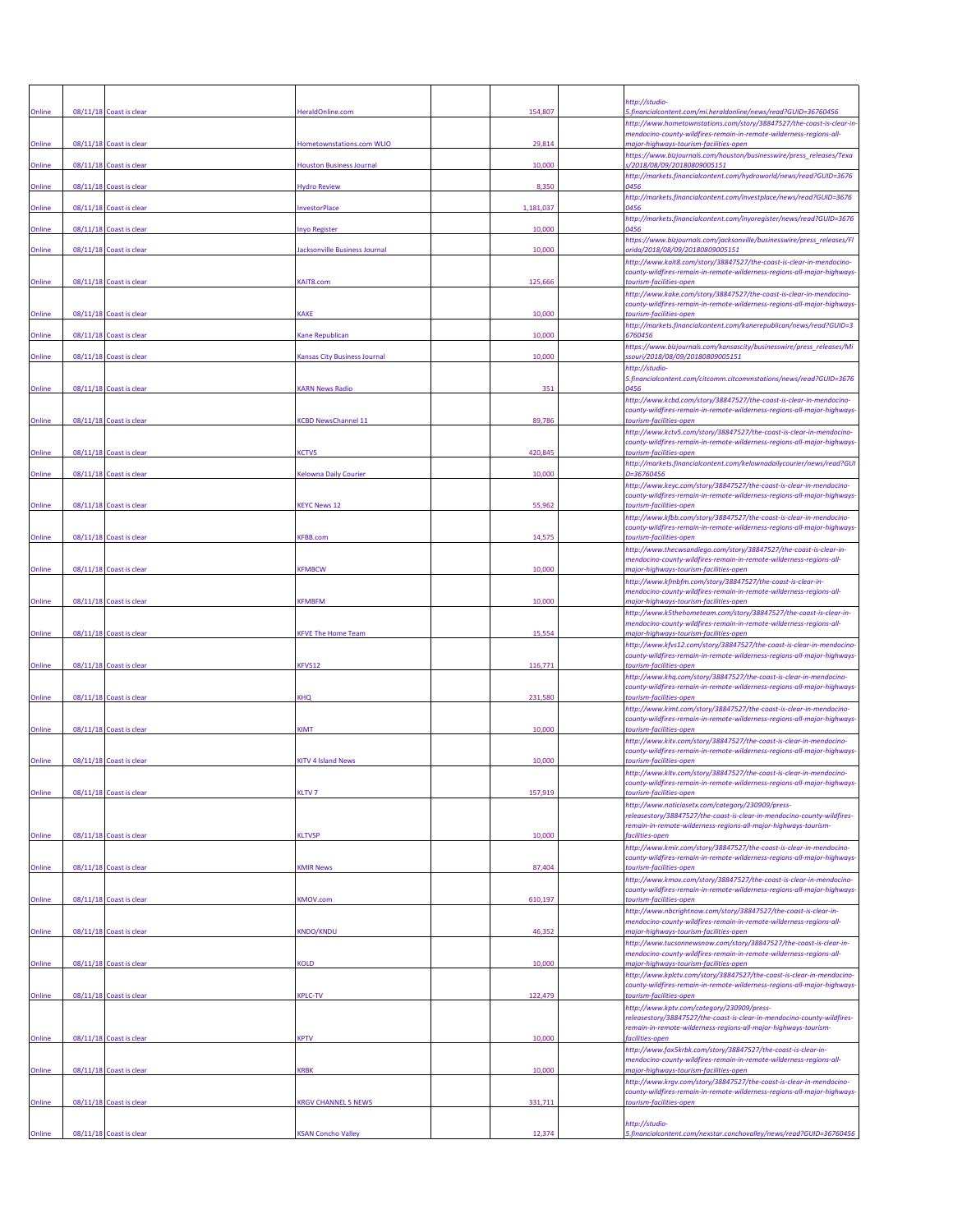| | | | | | | | |
|---|---|---|---|---|---|---|---|
| Online | 08/11/18 | Coast is clear | HeraldOnline.com | | 154,807 | | http://studio-5.financialcontent.com/mi.heraldonline/news/read?GUID=36760456 |
| Online | 08/11/18 | Coast is clear | Hometownstations.com WLIO | | 29,814 | | http://www.hometownstations.com/story/38847527/the-coast-is-clear-in-mendocino-county-wildfires-remain-in-remote-wilderness-regions-all-major-highways-tourism-facilities-open |
| Online | 08/11/18 | Coast is clear | Houston Business Journal | | 10,000 | | https://www.bizjournals.com/houston/businesswire/press_releases/Texas/2018/08/09/20180809005151 |
| Online | 08/11/18 | Coast is clear | Hydro Review | | 8,350 | | http://markets.financialcontent.com/hydroworld/news/read?GUID=36760456 |
| Online | 08/11/18 | Coast is clear | InvestorPlace | | 1,181,037 | | http://markets.financialcontent.com/investplace/news/read?GUID=36760456 |
| Online | 08/11/18 | Coast is clear | Inyo Register | | 10,000 | | http://markets.financialcontent.com/inyoregister/news/read?GUID=36760456 |
| Online | 08/11/18 | Coast is clear | Jacksonville Business Journal | | 10,000 | | https://www.bizjournals.com/jacksonville/businesswire/press_releases/Florida/2018/08/09/20180809005151 |
| Online | 08/11/18 | Coast is clear | KAIT8.com | | 125,666 | | http://www.kait8.com/story/38847527/the-coast-is-clear-in-mendocino-county-wildfires-remain-in-remote-wilderness-regions-all-major-highways-tourism-facilities-open |
| Online | 08/11/18 | Coast is clear | KAKE | | 10,000 | | http://www.kake.com/story/38847527/the-coast-is-clear-in-mendocino-county-wildfires-remain-in-remote-wilderness-regions-all-major-highways-tourism-facilities-open |
| Online | 08/11/18 | Coast is clear | Kane Republican | | 10,000 | | http://markets.financialcontent.com/kanerepublican/news/read?GUID=36760456 |
| Online | 08/11/18 | Coast is clear | Kansas City Business Journal | | 10,000 | | https://www.bizjournals.com/kansascity/businesswire/press_releases/Missouri/2018/08/09/20180809005151 |
| Online | 08/11/18 | Coast is clear | KARN News Radio | | 351 | | http://studio-5.financialcontent.com/citcomm.citcommstations/news/read?GUID=36760456 |
| Online | 08/11/18 | Coast is clear | KCBD NewsChannel 11 | | 89,786 | | http://www.kcbd.com/story/38847527/the-coast-is-clear-in-mendocino-county-wildfires-remain-in-remote-wilderness-regions-all-major-highways-tourism-facilities-open |
| Online | 08/11/18 | Coast is clear | KCTV5 | | 420,845 | | http://www.kctv5.com/story/38847527/the-coast-is-clear-in-mendocino-county-wildfires-remain-in-remote-wilderness-regions-all-major-highways-tourism-facilities-open |
| Online | 08/11/18 | Coast is clear | Kelowna Daily Courier | | 10,000 | | http://markets.financialcontent.com/kelownadailycourier/news/read?GUID=36760456 |
| Online | 08/11/18 | Coast is clear | KEYC News 12 | | 55,962 | | http://www.keyc.com/story/38847527/the-coast-is-clear-in-mendocino-county-wildfires-remain-in-remote-wilderness-regions-all-major-highways-tourism-facilities-open |
| Online | 08/11/18 | Coast is clear | KFBB.com | | 14,575 | | http://www.kfbb.com/story/38847527/the-coast-is-clear-in-mendocino-county-wildfires-remain-in-remote-wilderness-regions-all-major-highways-tourism-facilities-open |
| Online | 08/11/18 | Coast is clear | KFMBCW | | 10,000 | | http://www.thecwsandiego.com/story/38847527/the-coast-is-clear-in-mendocino-county-wildfires-remain-in-remote-wilderness-regions-all-major-highways-tourism-facilities-open |
| Online | 08/11/18 | Coast is clear | KFMBFM | | 10,000 | | http://www.kfmbfm.com/story/38847527/the-coast-is-clear-in-mendocino-county-wildfires-remain-in-remote-wilderness-regions-all-major-highways-tourism-facilities-open |
| Online | 08/11/18 | Coast is clear | KFVE The Home Team | | 15,554 | | http://www.k5thehometeam.com/story/38847527/the-coast-is-clear-in-mendocino-county-wildfires-remain-in-remote-wilderness-regions-all-major-highways-tourism-facilities-open |
| Online | 08/11/18 | Coast is clear | KFVS12 | | 116,771 | | http://www.kfvs12.com/story/38847527/the-coast-is-clear-in-mendocino-county-wildfires-remain-in-remote-wilderness-regions-all-major-highways-tourism-facilities-open |
| Online | 08/11/18 | Coast is clear | KHQ | | 231,580 | | http://www.khq.com/story/38847527/the-coast-is-clear-in-mendocino-county-wildfires-remain-in-remote-wilderness-regions-all-major-highways-tourism-facilities-open |
| Online | 08/11/18 | Coast is clear | KIMT | | 10,000 | | http://www.kimt.com/story/38847527/the-coast-is-clear-in-mendocino-county-wildfires-remain-in-remote-wilderness-regions-all-major-highways-tourism-facilities-open |
| Online | 08/11/18 | Coast is clear | KITV 4 Island News | | 10,000 | | http://www.kitv.com/story/38847527/the-coast-is-clear-in-mendocino-county-wildfires-remain-in-remote-wilderness-regions-all-major-highways-tourism-facilities-open |
| Online | 08/11/18 | Coast is clear | KLTV 7 | | 157,919 | | http://www.kltv.com/story/38847527/the-coast-is-clear-in-mendocino-county-wildfires-remain-in-remote-wilderness-regions-all-major-highways-tourism-facilities-open |
| Online | 08/11/18 | Coast is clear | KLTVSP | | 10,000 | | http://www.noticiasetx.com/category/230909/press-releasestory/38847527/the-coast-is-clear-in-mendocino-county-wildfires-remain-in-remote-wilderness-regions-all-major-highways-tourism-facilities-open |
| Online | 08/11/18 | Coast is clear | KMIR News | | 87,404 | | http://www.kmir.com/story/38847527/the-coast-is-clear-in-mendocino-county-wildfires-remain-in-remote-wilderness-regions-all-major-highways-tourism-facilities-open |
| Online | 08/11/18 | Coast is clear | KMOV.com | | 610,197 | | http://www.kmov.com/story/38847527/the-coast-is-clear-in-mendocino-county-wildfires-remain-in-remote-wilderness-regions-all-major-highways-tourism-facilities-open |
| Online | 08/11/18 | Coast is clear | KNDO/KNDU | | 46,352 | | http://www.nbcrightnow.com/story/38847527/the-coast-is-clear-in-mendocino-county-wildfires-remain-in-remote-wilderness-regions-all-major-highways-tourism-facilities-open |
| Online | 08/11/18 | Coast is clear | KOLD | | 10,000 | | http://www.tucsonnewsnow.com/story/38847527/the-coast-is-clear-in-mendocino-county-wildfires-remain-in-remote-wilderness-regions-all-major-highways-tourism-facilities-open |
| Online | 08/11/18 | Coast is clear | KPLC-TV | | 122,479 | | http://www.kplctv.com/story/38847527/the-coast-is-clear-in-mendocino-county-wildfires-remain-in-remote-wilderness-regions-all-major-highways-tourism-facilities-open |
| Online | 08/11/18 | Coast is clear | KPTV | | 10,000 | | http://www.kptv.com/category/230909/press-releasestory/38847527/the-coast-is-clear-in-mendocino-county-wildfires-remain-in-remote-wilderness-regions-all-major-highways-tourism-facilities-open |
| Online | 08/11/18 | Coast is clear | KRBK | | 10,000 | | http://www.fox5krbk.com/story/38847527/the-coast-is-clear-in-mendocino-county-wildfires-remain-in-remote-wilderness-regions-all-major-highways-tourism-facilities-open |
| Online | 08/11/18 | Coast is clear | KRGV CHANNEL 5 NEWS | | 331,711 | | http://www.krgv.com/story/38847527/the-coast-is-clear-in-mendocino-county-wildfires-remain-in-remote-wilderness-regions-all-major-highways-tourism-facilities-open |
| Online | 08/11/18 | Coast is clear | KSAN Concho Valley | | 12,374 | | http://studio-5.financialcontent.com/nexstar.conchovalley/news/read?GUID=36760456 |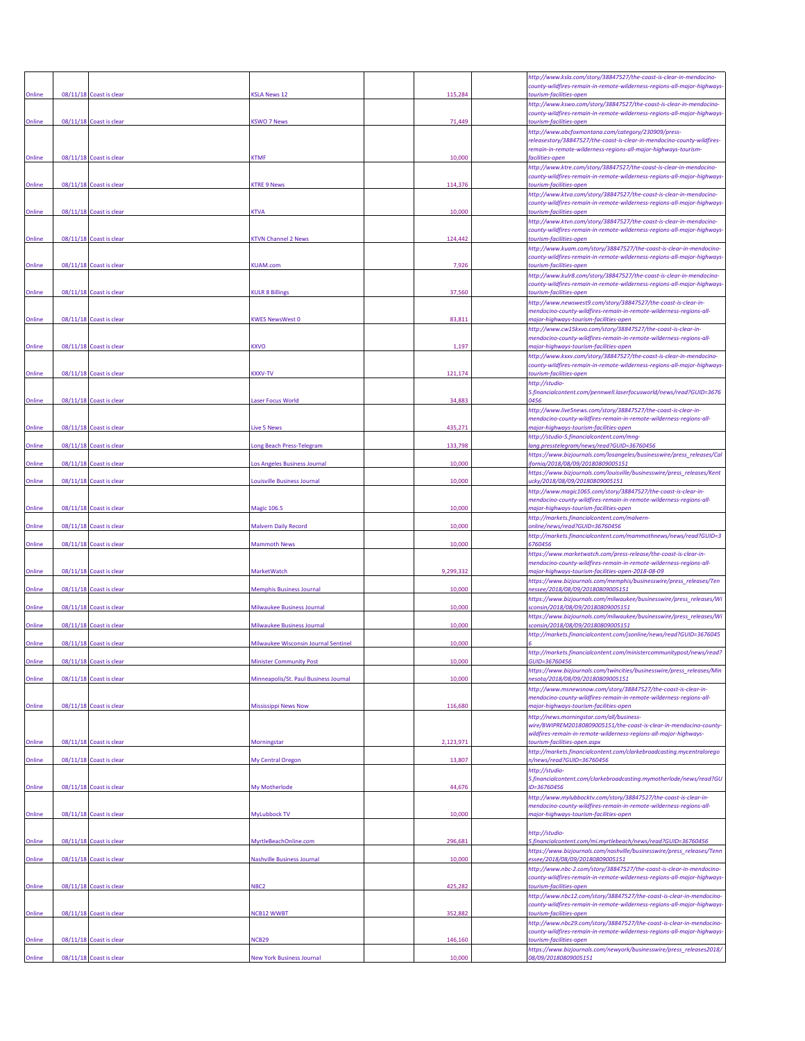| | | | | | | |
|---|---|---|---|---|---|---|
| Online | 08/11/18 | Coast is clear | KSLA News 12 | | 115,284 | http://www.ksla.com/story/38847527/the-coast-is-clear-in-mendocino-county-wildfires-remain-in-remote-wilderness-regions-all-major-highways-tourism-facilities-open |
| Online | 08/11/18 | Coast is clear | KSWO 7 News | | 71,449 | http://www.kswo.com/story/38847527/the-coast-is-clear-in-mendocino-county-wildfires-remain-in-remote-wilderness-regions-all-major-highways-tourism-facilities-open |
| Online | 08/11/18 | Coast is clear | KTMF | | 10,000 | http://www.abcfoxmontana.com/category/230909/press-releasestory/38847527/the-coast-is-clear-in-mendocino-county-wildfires-remain-in-remote-wilderness-regions-all-major-highways-tourism-facilities-open |
| Online | 08/11/18 | Coast is clear | KTRE 9 News | | 114,376 | http://www.ktre.com/story/38847527/the-coast-is-clear-in-mendocino-county-wildfires-remain-in-remote-wilderness-regions-all-major-highways-tourism-facilities-open |
| Online | 08/11/18 | Coast is clear | KTVA | | 10,000 | http://www.ktva.com/story/38847527/the-coast-is-clear-in-mendocino-county-wildfires-remain-in-remote-wilderness-regions-all-major-highways-tourism-facilities-open |
| Online | 08/11/18 | Coast is clear | KTVN Channel 2 News | | 124,442 | http://www.ktvn.com/story/38847527/the-coast-is-clear-in-mendocino-county-wildfires-remain-in-remote-wilderness-regions-all-major-highways-tourism-facilities-open |
| Online | 08/11/18 | Coast is clear | KUAM.com | | 7,926 | http://www.kuam.com/story/38847527/the-coast-is-clear-in-mendocino-county-wildfires-remain-in-remote-wilderness-regions-all-major-highways-tourism-facilities-open |
| Online | 08/11/18 | Coast is clear | KULR 8 Billings | | 37,560 | http://www.kulr8.com/story/38847527/the-coast-is-clear-in-mendocino-county-wildfires-remain-in-remote-wilderness-regions-all-major-highways-tourism-facilities-open |
| Online | 08/11/18 | Coast is clear | KWES NewsWest 0 | | 83,811 | http://www.newswest9.com/story/38847527/the-coast-is-clear-in-mendocino-county-wildfires-remain-in-remote-wilderness-regions-all-major-highways-tourism-facilities-open |
| Online | 08/11/18 | Coast is clear | KXVO | | 1,197 | http://www.cw15kxvo.com/story/38847527/the-coast-is-clear-in-mendocino-county-wildfires-remain-in-remote-wilderness-regions-all-major-highways-tourism-facilities-open |
| Online | 08/11/18 | Coast is clear | KXXV-TV | | 121,174 | http://www.kxxv.com/story/38847527/the-coast-is-clear-in-mendocino-county-wildfires-remain-in-remote-wilderness-regions-all-major-highways-tourism-facilities-open |
| Online | 08/11/18 | Coast is clear | Laser Focus World | | 34,883 | http://studio-5.financialcontent.com/pennwell.laserfocusworld/news/read?GUID=36760456 |
| Online | 08/11/18 | Coast is clear | Live 5 News | | 435,271 | http://www.live5news.com/story/38847527/the-coast-is-clear-in-mendocino-county-wildfires-remain-in-remote-wilderness-regions-all-major-highways-tourism-facilities-open |
| Online | 08/11/18 | Coast is clear | Long Beach Press-Telegram | | 133,798 | http://studio-5.financialcontent.com/mng-lang.presstelegram/news/read?GUID=36760456 |
| Online | 08/11/18 | Coast is clear | Los Angeles Business Journal | | 10,000 | https://www.bizjournals.com/losangeles/businesswire/press_releases/California/2018/08/09/20180809005151 |
| Online | 08/11/18 | Coast is clear | Louisville Business Journal | | 10,000 | https://www.bizjournals.com/louisville/businesswire/press_releases/Kentucky/2018/08/09/20180809005151 |
| Online | 08/11/18 | Coast is clear | Magic 106.5 | | 10,000 | http://www.magic1065.com/story/38847527/the-coast-is-clear-in-mendocino-county-wildfires-remain-in-remote-wilderness-regions-all-major-highways-tourism-facilities-open |
| Online | 08/11/18 | Coast is clear | Malvern Daily Record | | 10,000 | http://markets.financialcontent.com/malvern-online/news/read?GUID=36760456 |
| Online | 08/11/18 | Coast is clear | Mammoth News | | 10,000 | http://markets.financialcontent.com/mammothnews/news/read?GUID=36760456 |
| Online | 08/11/18 | Coast is clear | MarketWatch | | 9,299,332 | https://www.marketwatch.com/press-release/the-coast-is-clear-in-mendocino-county-wildfires-remain-in-remote-wilderness-regions-all-major-highways-tourism-facilities-open-2018-08-09 |
| Online | 08/11/18 | Coast is clear | Memphis Business Journal | | 10,000 | https://www.bizjournals.com/memphis/businesswire/press_releases/Tennessee/2018/08/09/20180809005151 |
| Online | 08/11/18 | Coast is clear | Milwaukee Business Journal | | 10,000 | https://www.bizjournals.com/milwaukee/businesswire/press_releases/Wisconsin/2018/08/09/20180809005151 |
| Online | 08/11/18 | Coast is clear | Milwaukee Business Journal | | 10,000 | https://www.bizjournals.com/milwaukee/businesswire/press_releases/Wisconsin/2018/08/09/20180809005151 |
| Online | 08/11/18 | Coast is clear | Milwaukee Wisconsin Journal Sentinel | | 10,000 | http://markets.financialcontent.com/jsonline/news/read?GUID=36760456 |
| Online | 08/11/18 | Coast is clear | Minister Community Post | | 10,000 | http://markets.financialcontent.com/ministercommunitypost/news/read?GUID=36760456 |
| Online | 08/11/18 | Coast is clear | Minneapolis/St. Paul Business Journal | | 10,000 | https://www.bizjournals.com/twincities/businesswire/press_releases/Minnesota/2018/08/09/20180809005151 |
| Online | 08/11/18 | Coast is clear | Mississippi News Now | | 116,680 | http://www.msnewsnow.com/story/38847527/the-coast-is-clear-in-mendocino-county-wildfires-remain-in-remote-wilderness-regions-all-major-highways-tourism-facilities-open |
| Online | 08/11/18 | Coast is clear | Morningstar | | 2,123,971 | http://news.morningstar.com/all/business-wire/BWIPREM20180809005151/the-coast-is-clear-in-mendocino-county-wildfires-remain-in-remote-wilderness-regions-all-major-highways-tourism-facilities-open.aspx |
| Online | 08/11/18 | Coast is clear | My Central Oregon | | 13,807 | http://markets.financialcontent.com/clarkebroadcasting.mycentraloregon/news/read?GUID=36760456 |
| Online | 08/11/18 | Coast is clear | My Motherlode | | 44,676 | http://studio-5.financialcontent.com/clarkebroadcasting.mymotherlode/news/read?GUID=36760456 |
| Online | 08/11/18 | Coast is clear | MyLubbock TV | | 10,000 | http://www.mylubbocktv.com/story/38847527/the-coast-is-clear-in-mendocino-county-wildfires-remain-in-remote-wilderness-regions-all-major-highways-tourism-facilities-open |
| Online | 08/11/18 | Coast is clear | MyrtleBeachOnline.com | | 296,681 | http://studio-5.financialcontent.com/mi.myrtlebeach/news/read?GUID=36760456 |
| Online | 08/11/18 | Coast is clear | Nashville Business Journal | | 10,000 | https://www.bizjournals.com/nashville/businesswire/press_releases/Tennessee/2018/08/09/20180809005151 |
| Online | 08/11/18 | Coast is clear | NBC2 | | 425,282 | http://www.nbc-2.com/story/38847527/the-coast-is-clear-in-mendocino-county-wildfires-remain-in-remote-wilderness-regions-all-major-highways-tourism-facilities-open |
| Online | 08/11/18 | Coast is clear | NCB12 WWBT | | 352,882 | http://www.nbc12.com/story/38847527/the-coast-is-clear-in-mendocino-county-wildfires-remain-in-remote-wilderness-regions-all-major-highways-tourism-facilities-open |
| Online | 08/11/18 | Coast is clear | NCB29 | | 146,160 | http://www.nbc29.com/story/38847527/the-coast-is-clear-in-mendocino-county-wildfires-remain-in-remote-wilderness-regions-all-major-highways-tourism-facilities-open |
| Online | 08/11/18 | Coast is clear | New York Business Journal | | 10,000 | https://www.bizjournals.com/newyork/businesswire/press_releases2018/08/09/20180809005151 |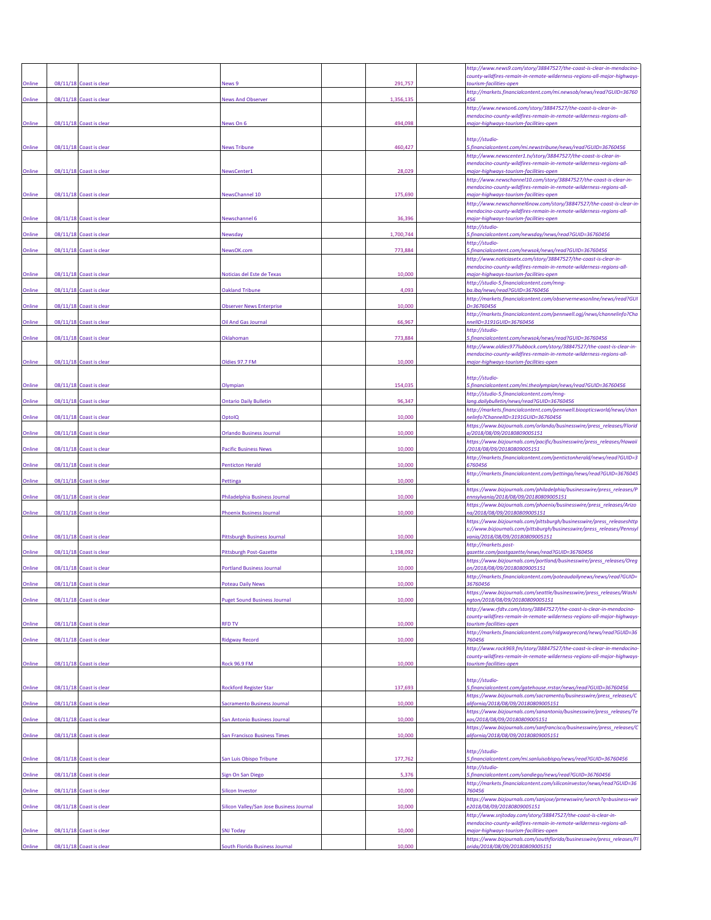| | | | | | | |
|---|---|---|---|---|---|---|
| Online | 08/11/18 | Coast is clear | News 9 | | 291,757 | http://www.news9.com/story/38847527/the-coast-is-clear-in-mendocino-county-wildfires-remain-in-remote-wilderness-regions-all-major-highways-tourism-facilities-open |
| Online | 08/11/18 | Coast is clear | News And Observer | | 1,356,135 | http://markets.financialcontent.com/mi.newsob/news/read?GUID=36760456 |
| Online | 08/11/18 | Coast is clear | News On 6 | | 494,098 | http://www.newson6.com/story/38847527/the-coast-is-clear-in-mendocino-county-wildfires-remain-in-remote-wilderness-regions-all-major-highways-tourism-facilities-open |
| Online | 08/11/18 | Coast is clear | News Tribune | | 460,427 | http://studio-5.financialcontent.com/mi.newstribune/news/read?GUID=36760456 |
| Online | 08/11/18 | Coast is clear | NewsCenter1 | | 28,029 | http://www.newscenter1.tv/story/38847527/the-coast-is-clear-in-mendocino-county-wildfires-remain-in-remote-wilderness-regions-all-major-highways-tourism-facilities-open |
| Online | 08/11/18 | Coast is clear | NewsChannel 10 | | 175,690 | http://www.newschannel10.com/story/38847527/the-coast-is-clear-in-mendocino-county-wildfires-remain-in-remote-wilderness-regions-all-major-highways-tourism-facilities-open |
| Online | 08/11/18 | Coast is clear | Newschannel 6 | | 36,396 | http://www.newschannel6now.com/story/38847527/the-coast-is-clear-in-mendocino-county-wildfires-remain-in-remote-wilderness-regions-all-major-highways-tourism-facilities-open |
| Online | 08/11/18 | Coast is clear | Newsday | | 1,700,744 | http://studio-5.financialcontent.com/newsday/news/read?GUID=36760456 |
| Online | 08/11/18 | Coast is clear | NewsOK.com | | 773,884 | http://studio-5.financialcontent.com/newsok/news/read?GUID=36760456 |
| Online | 08/11/18 | Coast is clear | Noticias del Este de Texas | | 10,000 | http://www.noticiasetx.com/story/38847527/the-coast-is-clear-in-mendocino-county-wildfires-remain-in-remote-wilderness-regions-all-major-highways-tourism-facilities-open |
| Online | 08/11/18 | Coast is clear | Oakland Tribune | | 4,093 | http://studio-5.financialcontent.com/mng-ba.iba/news/read?GUID=36760456 |
| Online | 08/11/18 | Coast is clear | Observer News Enterprise | | 10,000 | http://markets.financialcontent.com/observernewsonline/news/read?GUID=36760456 |
| Online | 08/11/18 | Coast is clear | Oil And Gas Journal | | 66,967 | http://markets.financialcontent.com/pennwell.ogj/news/channelinfo?ChannelID=3191GUID=36760456 |
| Online | 08/11/18 | Coast is clear | Oklahoman | | 773,884 | http://studio-5.financialcontent.com/newsok/news/read?GUID=36760456 |
| Online | 08/11/18 | Coast is clear | Oldies 97.7 FM | | 10,000 | http://www.oldies977lubbock.com/story/38847527/the-coast-is-clear-in-mendocino-county-wildfires-remain-in-remote-wilderness-regions-all-major-highways-tourism-facilities-open |
| Online | 08/11/18 | Coast is clear | Olympian | | 154,035 | http://studio-5.financialcontent.com/mi.theolympian/news/read?GUID=36760456 |
| Online | 08/11/18 | Coast is clear | Ontario Daily Bulletin | | 96,347 | http://studio-5.financialcontent.com/mng-lang.dailybulletin/news/read?GUID=36760456 |
| Online | 08/11/18 | Coast is clear | OptoIQ | | 10,000 | http://markets.financialcontent.com/pennwell.biopticsworld/news/channelinfo?ChannelID=3191GUID=36760456 |
| Online | 08/11/18 | Coast is clear | Orlando Business Journal | | 10,000 | https://www.bizjournals.com/orlando/businesswire/press_releases/Florida/2018/08/09/20180809005151 |
| Online | 08/11/18 | Coast is clear | Pacific Business News | | 10,000 | https://www.bizjournals.com/pacific/businesswire/press_releases/Hawaii/2018/08/09/20180809005151 |
| Online | 08/11/18 | Coast is clear | Penticton Herald | | 10,000 | http://markets.financialcontent.com/pentictonherald/news/read?GUID=36760456 |
| Online | 08/11/18 | Coast is clear | Pettinga | | 10,000 | http://markets.financialcontent.com/pettinga/news/read?GUID=36760456 |
| Online | 08/11/18 | Coast is clear | Philadelphia Business Journal | | 10,000 | https://www.bizjournals.com/philadelphia/businesswire/press_releases/Pennsylvania/2018/08/09/20180809005151 |
| Online | 08/11/18 | Coast is clear | Phoenix Business Journal | | 10,000 | https://www.bizjournals.com/phoenix/businesswire/press_releases/Arizona/2018/08/09/20180809005151 |
| Online | 08/11/18 | Coast is clear | Pittsburgh Business Journal | | 10,000 | https://www.bizjournals.com/pittsburgh/businesswire/press_releaseshttps://www.bizjournals.com/pittsburgh/businesswire/press_releases/Pennsylvania/2018/08/09/20180809005151 |
| Online | 08/11/18 | Coast is clear | Pittsburgh Post-Gazette | | 1,198,092 | http://markets.post-gazette.com/postgazette/news/read?GUID=36760456 |
| Online | 08/11/18 | Coast is clear | Portland Business Journal | | 10,000 | https://www.bizjournals.com/portland/businesswire/press_releases/Oregon/2018/08/09/20180809005151 |
| Online | 08/11/18 | Coast is clear | Poteau Daily News | | 10,000 | http://markets.financialcontent.com/poteaudailynews/news/read?GUID=36760456 |
| Online | 08/11/18 | Coast is clear | Puget Sound Business Journal | | 10,000 | https://www.bizjournals.com/seattle/businesswire/press_releases/Washington/2018/08/09/20180809005151 |
| Online | 08/11/18 | Coast is clear | RFD TV | | 10,000 | http://www.rfdtv.com/story/38847527/the-coast-is-clear-in-mendocino-county-wildfires-remain-in-remote-wilderness-regions-all-major-highways-tourism-facilities-open |
| Online | 08/11/18 | Coast is clear | Ridgway Record | | 10,000 | http://markets.financialcontent.com/ridgwayrecord/news/read?GUID=36760456 |
| Online | 08/11/18 | Coast is clear | Rock 96.9 FM | | 10,000 | http://www.rock969.fm/story/38847527/the-coast-is-clear-in-mendocino-county-wildfires-remain-in-remote-wilderness-regions-all-major-highways-tourism-facilities-open |
| Online | 08/11/18 | Coast is clear | Rockford Register Star | | 137,693 | http://studio-5.financialcontent.com/gatehouse.rrstar/news/read?GUID=36760456 |
| Online | 08/11/18 | Coast is clear | Sacramento Business Journal | | 10,000 | https://www.bizjournals.com/sacramento/businesswire/press_releases/California/2018/08/09/20180809005151 |
| Online | 08/11/18 | Coast is clear | San Antonio Business Journal | | 10,000 | https://www.bizjournals.com/sanantonio/businesswire/press_releases/Texas/2018/08/09/20180809005151 |
| Online | 08/11/18 | Coast is clear | San Francisco Business Times | | 10,000 | https://www.bizjournals.com/sanfrancisco/businesswire/press_releases/California/2018/08/09/20180809005151 |
| Online | 08/11/18 | Coast is clear | San Luis Obispo Tribune | | 177,762 | http://studio-5.financialcontent.com/mi.sanluisobispo/news/read?GUID=36760456 |
| Online | 08/11/18 | Coast is clear | Sign On San Diego | | 5,376 | http://studio-5.financialcontent.com/sandiego/news/read?GUID=36760456 |
| Online | 08/11/18 | Coast is clear | Silicon Investor | | 10,000 | http://markets.financialcontent.com/siliconinvestor/news/read?GUID=36760456 |
| Online | 08/11/18 | Coast is clear | Silicon Valley/San Jose Business Journal | | 10,000 | https://www.bizjournals.com/sanjose/prnewswire/search?q=business+wire2018/08/09/20180809005151 |
| Online | 08/11/18 | Coast is clear | SNJ Today | | 10,000 | http://www.snjtoday.com/story/38847527/the-coast-is-clear-in-mendocino-county-wildfires-remain-in-remote-wilderness-regions-all-major-highways-tourism-facilities-open |
| Online | 08/11/18 | Coast is clear | South Florida Business Journal | | 10,000 | https://www.bizjournals.com/southflorida/businesswire/press_releases/Florida/2018/08/09/20180809005151 |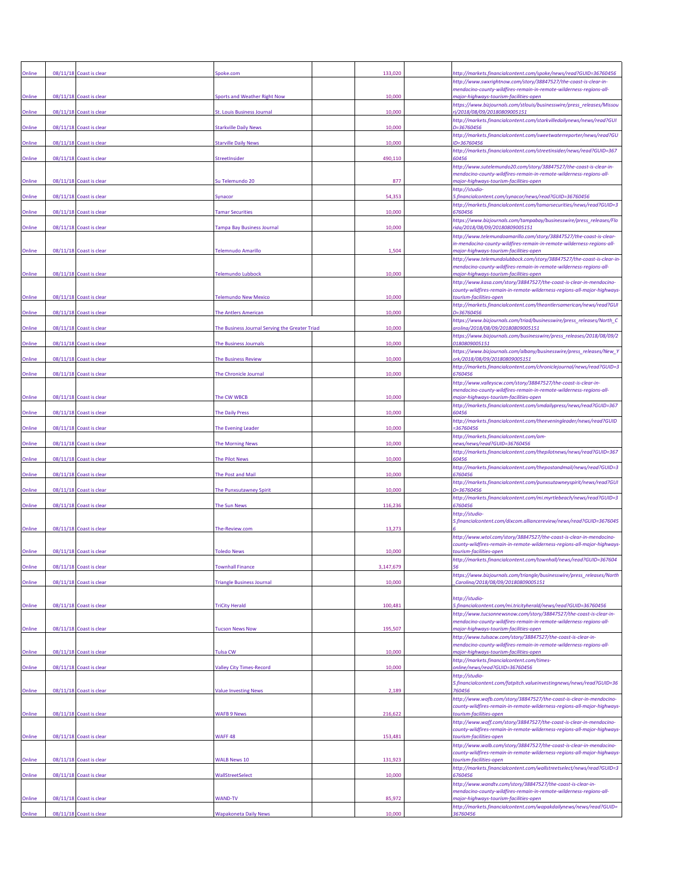| | | | | | | | |
|---|---|---|---|---|---|---|---|
| Online | 08/11/18 | Coast is clear | Spoke.com | | 133,020 | | http://markets.financialcontent.com/spoke/news/read?GUID=36760456 |
| Online | 08/11/18 | Coast is clear | Sports and Weather Right Now | | 10,000 | | http://www.swxrightnow.com/story/38847527/the-coast-is-clear-in-mendocino-county-wildfires-remain-in-remote-wilderness-regions-all-major-highways-tourism-facilities-open |
| Online | 08/11/18 | Coast is clear | St. Louis Business Journal | | 10,000 | | https://www.bizjournals.com/stlouis/businesswire/press_releases/Missouri/2018/08/09/20180809005151 |
| Online | 08/11/18 | Coast is clear | Starkville Daily News | | 10,000 | | http://markets.financialcontent.com/starkvilledailynews/news/read?GUID=36760456 |
| Online | 08/11/18 | Coast is clear | Starville Daily News | | 10,000 | | http://markets.financialcontent.com/sweetwaterreporter/news/read?GUID=36760456 |
| Online | 08/11/18 | Coast is clear | StreetInsider | | 490,110 | | http://markets.financialcontent.com/streetinsider/news/read?GUID=36760456 |
| Online | 08/11/18 | Coast is clear | Su Telemundo 20 | | 877 | | http://www.sutelemundo20.com/story/38847527/the-coast-is-clear-in-mendocino-county-wildfires-remain-in-remote-wilderness-regions-all-major-highways-tourism-facilities-open |
| Online | 08/11/18 | Coast is clear | Synacor | | 54,353 | | http://studio-5.financialcontent.com/synacor/news/read?GUID=36760456 |
| Online | 08/11/18 | Coast is clear | Tamar Securities | | 10,000 | | http://markets.financialcontent.com/tamarsecurities/news/read?GUID=36760456 |
| Online | 08/11/18 | Coast is clear | Tampa Bay Business Journal | | 10,000 | | https://www.bizjournals.com/tampabay/businesswire/press_releases/Florida/2018/08/09/20180809005151 |
| Online | 08/11/18 | Coast is clear | Telemnudo Amarillo | | 1,504 | | http://www.telemundoamarillo.com/story/38847527/the-coast-is-clear-in-mendocino-county-wildfires-remain-in-remote-wilderness-regions-all-major-highways-tourism-facilities-open |
| Online | 08/11/18 | Coast is clear | Telemundo Lubbock | | 10,000 | | http://www.telemundolubbock.com/story/38847527/the-coast-is-clear-in-mendocino-county-wildfires-remain-in-remote-wilderness-regions-all-major-highways-tourism-facilities-open |
| Online | 08/11/18 | Coast is clear | Telemundo New Mexico | | 10,000 | | http://www.kasa.com/story/38847527/the-coast-is-clear-in-mendocino-county-wildfires-remain-in-remote-wilderness-regions-all-major-highways-tourism-facilities-open |
| Online | 08/11/18 | Coast is clear | The Antlers American | | 10,000 | | http://markets.financialcontent.com/theantlersamerican/news/read?GUID=36760456 |
| Online | 08/11/18 | Coast is clear | The Business Journal Serving the Greater Triad | | 10,000 | | https://www.bizjournals.com/triad/businesswire/press_releases/North_Carolina/2018/08/09/20180809005151 |
| Online | 08/11/18 | Coast is clear | The Business Journals | | 10,000 | | https://www.bizjournals.com/businesswire/press_releases/2018/08/09/20180809005151 |
| Online | 08/11/18 | Coast is clear | The Business Review | | 10,000 | | https://www.bizjournals.com/albany/businesswire/press_releases/New_York/2018/08/09/20180809005151 |
| Online | 08/11/18 | Coast is clear | The Chronicle Journal | | 10,000 | | http://markets.financialcontent.com/chroniclejournal/news/read?GUID=36760456 |
| Online | 08/11/18 | Coast is clear | The CW WBCB | | 10,000 | | http://www.valleyscw.com/story/38847527/the-coast-is-clear-in-mendocino-county-wildfires-remain-in-remote-wilderness-regions-all-major-highways-tourism-facilities-open |
| Online | 08/11/18 | Coast is clear | The Daily Press | | 10,000 | | http://markets.financialcontent.com/smdailypress/news/read?GUID=36760456 |
| Online | 08/11/18 | Coast is clear | The Evening Leader | | 10,000 | | http://markets.financialcontent.com/theeveningleader/news/read?GUID=36760456 |
| Online | 08/11/18 | Coast is clear | The Morning News | | 10,000 | | http://markets.financialcontent.com/am-news/news/read?GUID=36760456 |
| Online | 08/11/18 | Coast is clear | The Pilot News | | 10,000 | | http://markets.financialcontent.com/thepilotnews/news/read?GUID=36760456 |
| Online | 08/11/18 | Coast is clear | The Post and Mail | | 10,000 | | http://markets.financialcontent.com/thepostandmail/news/read?GUID=36760456 |
| Online | 08/11/18 | Coast is clear | The Punxsutawney Spirit | | 10,000 | | http://markets.financialcontent.com/punxsutawneyspirit/news/read?GUID=36760456 |
| Online | 08/11/18 | Coast is clear | The Sun News | | 116,236 | | http://markets.financialcontent.com/mi.myrtlebeach/news/read?GUID=36760456 |
| Online | 08/11/18 | Coast is clear | The-Review.com | | 13,273 | | http://studio-5.financialcontent.com/dixcom.alliancereview/news/read?GUID=36760456 |
| Online | 08/11/18 | Coast is clear | Toledo News | | 10,000 | | http://www.wtol.com/story/38847527/the-coast-is-clear-in-mendocino-county-wildfires-remain-in-remote-wilderness-regions-all-major-highways-tourism-facilities-open |
| Online | 08/11/18 | Coast is clear | Townhall Finance | | 3,147,679 | | http://markets.financialcontent.com/townhall/news/read?GUID=36760456 |
| Online | 08/11/18 | Coast is clear | Triangle Business Journal | | 10,000 | | https://www.bizjournals.com/triangle/businesswire/press_releases/North_Carolina/2018/08/09/20180809005151 |
| Online | 08/11/18 | Coast is clear | TriCity Herald | | 100,481 | | http://studio-5.financialcontent.com/mi.tricityherald/news/read?GUID=36760456 |
| Online | 08/11/18 | Coast is clear | Tucson News Now | | 195,507 | | http://www.tucsonnewsnow.com/story/38847527/the-coast-is-clear-in-mendocino-county-wildfires-remain-in-remote-wilderness-regions-all-major-highways-tourism-facilities-open |
| Online | 08/11/18 | Coast is clear | Tulsa CW | | 10,000 | | http://www.tulsacw.com/story/38847527/the-coast-is-clear-in-mendocino-county-wildfires-remain-in-remote-wilderness-regions-all-major-highways-tourism-facilities-open |
| Online | 08/11/18 | Coast is clear | Valley City Times-Record | | 10,000 | | http://markets.financialcontent.com/times-online/news/read?GUID=36760456 |
| Online | 08/11/18 | Coast is clear | Value Investing News | | 2,189 | | http://studio-5.financialcontent.com/fatpitch.valueinvestingnews/news/read?GUID=36760456 |
| Online | 08/11/18 | Coast is clear | WAFB 9 News | | 216,622 | | http://www.wafb.com/story/38847527/the-coast-is-clear-in-mendocino-county-wildfires-remain-in-remote-wilderness-regions-all-major-highways-tourism-facilities-open |
| Online | 08/11/18 | Coast is clear | WAFF 48 | | 153,481 | | http://www.waff.com/story/38847527/the-coast-is-clear-in-mendocino-county-wildfires-remain-in-remote-wilderness-regions-all-major-highways-tourism-facilities-open |
| Online | 08/11/18 | Coast is clear | WALB News 10 | | 131,923 | | http://www.walb.com/story/38847527/the-coast-is-clear-in-mendocino-county-wildfires-remain-in-remote-wilderness-regions-all-major-highways-tourism-facilities-open |
| Online | 08/11/18 | Coast is clear | WallStreetSelect | | 10,000 | | http://markets.financialcontent.com/wallstreetselect/news/read?GUID=36760456 |
| Online | 08/11/18 | Coast is clear | WAND-TV | | 85,972 | | http://www.wandtv.com/story/38847527/the-coast-is-clear-in-mendocino-county-wildfires-remain-in-remote-wilderness-regions-all-major-highways-tourism-facilities-open |
| Online | 08/11/18 | Coast is clear | Wapakoneta Daily News | | 10,000 | | http://markets.financialcontent.com/wapakdailynews/news/read?GUID=36760456 |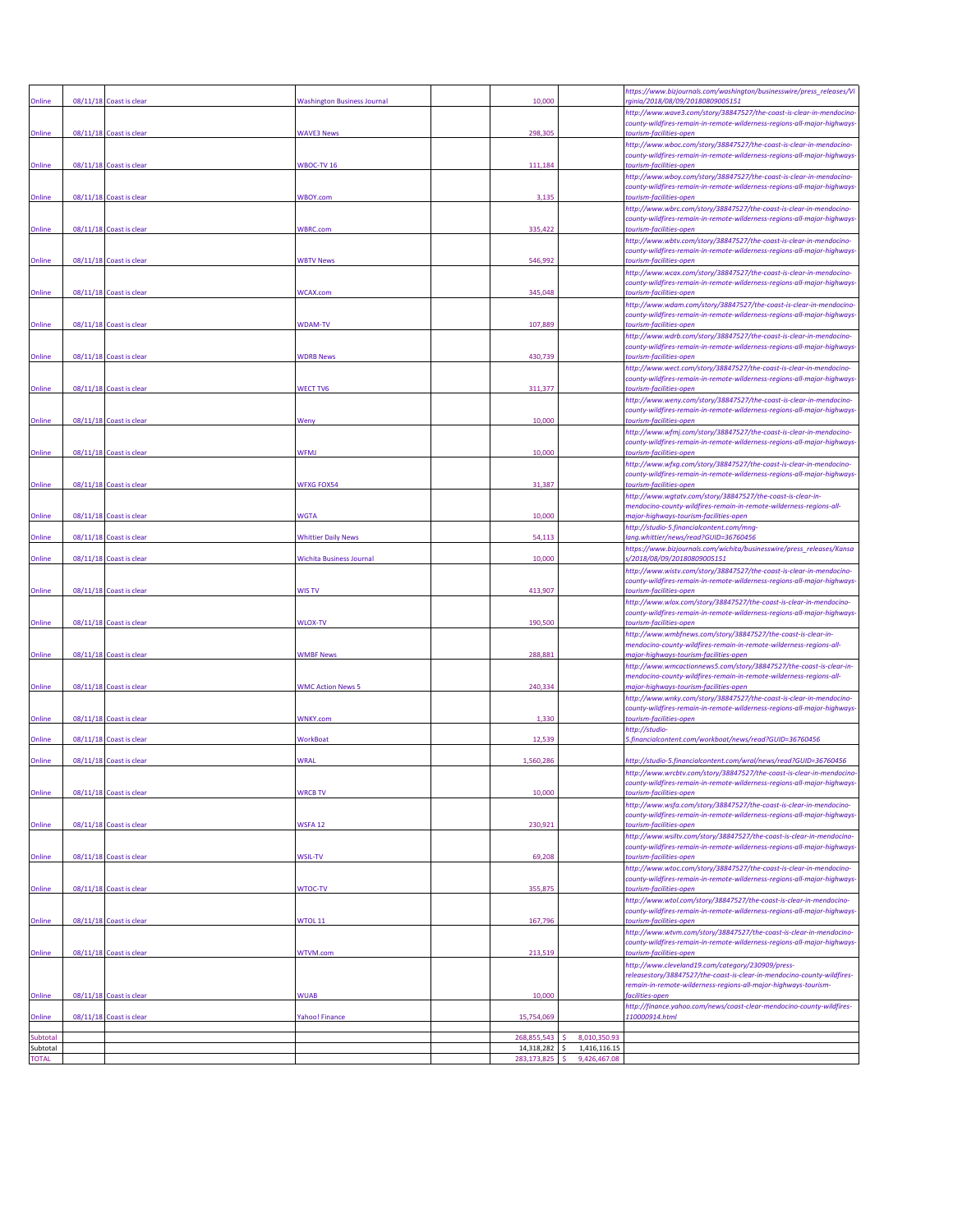| | | | | | | | |
|---|---|---|---|---|---|---|---|
| Online | 08/11/18 | Coast is clear | Washington Business Journal | | 10,000 | | https://www.bizjournals.com/washington/businesswire/press_releases/Virginia/2018/08/09/20180809005151 |
| Online | 08/11/18 | Coast is clear | WAVE3 News | | 298,305 | | http://www.wave3.com/story/38847527/the-coast-is-clear-in-mendocino-county-wildfires-remain-in-remote-wilderness-regions-all-major-highways-tourism-facilities-open |
| Online | 08/11/18 | Coast is clear | WBOC-TV 16 | | 111,184 | | http://www.wboc.com/story/38847527/the-coast-is-clear-in-mendocino-county-wildfires-remain-in-remote-wilderness-regions-all-major-highways-tourism-facilities-open |
| Online | 08/11/18 | Coast is clear | WBOY.com | | 3,135 | | http://www.wboy.com/story/38847527/the-coast-is-clear-in-mendocino-county-wildfires-remain-in-remote-wilderness-regions-all-major-highways-tourism-facilities-open |
| Online | 08/11/18 | Coast is clear | WBRC.com | | 335,422 | | http://www.wbrc.com/story/38847527/the-coast-is-clear-in-mendocino-county-wildfires-remain-in-remote-wilderness-regions-all-major-highways-tourism-facilities-open |
| Online | 08/11/18 | Coast is clear | WBTV News | | 546,992 | | http://www.wbtv.com/story/38847527/the-coast-is-clear-in-mendocino-county-wildfires-remain-in-remote-wilderness-regions-all-major-highways-tourism-facilities-open |
| Online | 08/11/18 | Coast is clear | WCAX.com | | 345,048 | | http://www.wcax.com/story/38847527/the-coast-is-clear-in-mendocino-county-wildfires-remain-in-remote-wilderness-regions-all-major-highways-tourism-facilities-open |
| Online | 08/11/18 | Coast is clear | WDAM-TV | | 107,889 | | http://www.wdam.com/story/38847527/the-coast-is-clear-in-mendocino-county-wildfires-remain-in-remote-wilderness-regions-all-major-highways-tourism-facilities-open |
| Online | 08/11/18 | Coast is clear | WDRB News | | 430,739 | | http://www.wdrb.com/story/38847527/the-coast-is-clear-in-mendocino-county-wildfires-remain-in-remote-wilderness-regions-all-major-highways-tourism-facilities-open |
| Online | 08/11/18 | Coast is clear | WECT TV6 | | 311,377 | | http://www.wect.com/story/38847527/the-coast-is-clear-in-mendocino-county-wildfires-remain-in-remote-wilderness-regions-all-major-highways-tourism-facilities-open |
| Online | 08/11/18 | Coast is clear | Weny | | 10,000 | | http://www.weny.com/story/38847527/the-coast-is-clear-in-mendocino-county-wildfires-remain-in-remote-wilderness-regions-all-major-highways-tourism-facilities-open |
| Online | 08/11/18 | Coast is clear | WFMJ | | 10,000 | | http://www.wfmj.com/story/38847527/the-coast-is-clear-in-mendocino-county-wildfires-remain-in-remote-wilderness-regions-all-major-highways-tourism-facilities-open |
| Online | 08/11/18 | Coast is clear | WFXG FOX54 | | 31,387 | | http://www.wfxg.com/story/38847527/the-coast-is-clear-in-mendocino-county-wildfires-remain-in-remote-wilderness-regions-all-major-highways-tourism-facilities-open |
| Online | 08/11/18 | Coast is clear | WGTA | | 10,000 | | http://www.wgtatv.com/story/38847527/the-coast-is-clear-in-mendocino-county-wildfires-remain-in-remote-wilderness-regions-all-major-highways-tourism-facilities-open |
| Online | 08/11/18 | Coast is clear | Whittier Daily News | | 54,113 | | http://studio-5.financialcontent.com/mng-lang.whittier/news/read?GUID=36760456 |
| Online | 08/11/18 | Coast is clear | Wichita Business Journal | | 10,000 | | https://www.bizjournals.com/wichita/businesswire/press_releases/Kansas/2018/08/09/20180809005151 |
| Online | 08/11/18 | Coast is clear | WIS TV | | 413,907 | | http://www.wistv.com/story/38847527/the-coast-is-clear-in-mendocino-county-wildfires-remain-in-remote-wilderness-regions-all-major-highways-tourism-facilities-open |
| Online | 08/11/18 | Coast is clear | WLOX-TV | | 190,500 | | http://www.wlox.com/story/38847527/the-coast-is-clear-in-mendocino-county-wildfires-remain-in-remote-wilderness-regions-all-major-highways-tourism-facilities-open |
| Online | 08/11/18 | Coast is clear | WMBF News | | 288,881 | | http://www.wmbfnews.com/story/38847527/the-coast-is-clear-in-mendocino-county-wildfires-remain-in-remote-wilderness-regions-all-major-highways-tourism-facilities-open |
| Online | 08/11/18 | Coast is clear | WMC Action News 5 | | 240,334 | | http://www.wmcactionnews5.com/story/38847527/the-coast-is-clear-in-mendocino-county-wildfires-remain-in-remote-wilderness-regions-all-major-highways-tourism-facilities-open |
| Online | 08/11/18 | Coast is clear | WNKY.com | | 1,330 | | http://www.wnky.com/story/38847527/the-coast-is-clear-in-mendocino-county-wildfires-remain-in-remote-wilderness-regions-all-major-highways-tourism-facilities-open |
| Online | 08/11/18 | Coast is clear | WorkBoat | | 12,539 | | http://studio-5.financialcontent.com/workboat/news/read?GUID=36760456 |
| Online | 08/11/18 | Coast is clear | WRAL | | 1,560,286 | | http://studio-5.financialcontent.com/wral/news/read?GUID=36760456 |
| Online | 08/11/18 | Coast is clear | WRCB TV | | 10,000 | | http://www.wrcbtv.com/story/38847527/the-coast-is-clear-in-mendocino-county-wildfires-remain-in-remote-wilderness-regions-all-major-highways-tourism-facilities-open |
| Online | 08/11/18 | Coast is clear | WSFA 12 | | 230,921 | | http://www.wsfa.com/story/38847527/the-coast-is-clear-in-mendocino-county-wildfires-remain-in-remote-wilderness-regions-all-major-highways-tourism-facilities-open |
| Online | 08/11/18 | Coast is clear | WSIL-TV | | 69,208 | | http://www.wsiltv.com/story/38847527/the-coast-is-clear-in-mendocino-county-wildfires-remain-in-remote-wilderness-regions-all-major-highways-tourism-facilities-open |
| Online | 08/11/18 | Coast is clear | WTOC-TV | | 355,875 | | http://www.wtoc.com/story/38847527/the-coast-is-clear-in-mendocino-county-wildfires-remain-in-remote-wilderness-regions-all-major-highways-tourism-facilities-open |
| Online | 08/11/18 | Coast is clear | WTOL 11 | | 167,796 | | http://www.wtol.com/story/38847527/the-coast-is-clear-in-mendocino-county-wildfires-remain-in-remote-wilderness-regions-all-major-highways-tourism-facilities-open |
| Online | 08/11/18 | Coast is clear | WTVM.com | | 213,519 | | http://www.wtvm.com/story/38847527/the-coast-is-clear-in-mendocino-county-wildfires-remain-in-remote-wilderness-regions-all-major-highways-tourism-facilities-open |
| Online | 08/11/18 | Coast is clear | WUAB | | 10,000 | | http://www.cleveland19.com/category/230909/press-releasestory/38847527/the-coast-is-clear-in-mendocino-county-wildfires-remain-in-remote-wilderness-regions-all-major-highways-tourism-facilities-open |
| Online | 08/11/18 | Coast is clear | Yahoo! Finance | | 15,754,069 | | http://finance.yahoo.com/news/coast-clear-mendocino-county-wildfires-110000914.html |
| Subtotal | | | | | 268,855,543 | $ 8,010,350.93 | |
| Subtotal | | | | | 14,318,282 | $ 1,416,116.15 | |
| TOTAL | | | | | 283,173,825 | $ 9,426,467.08 | |